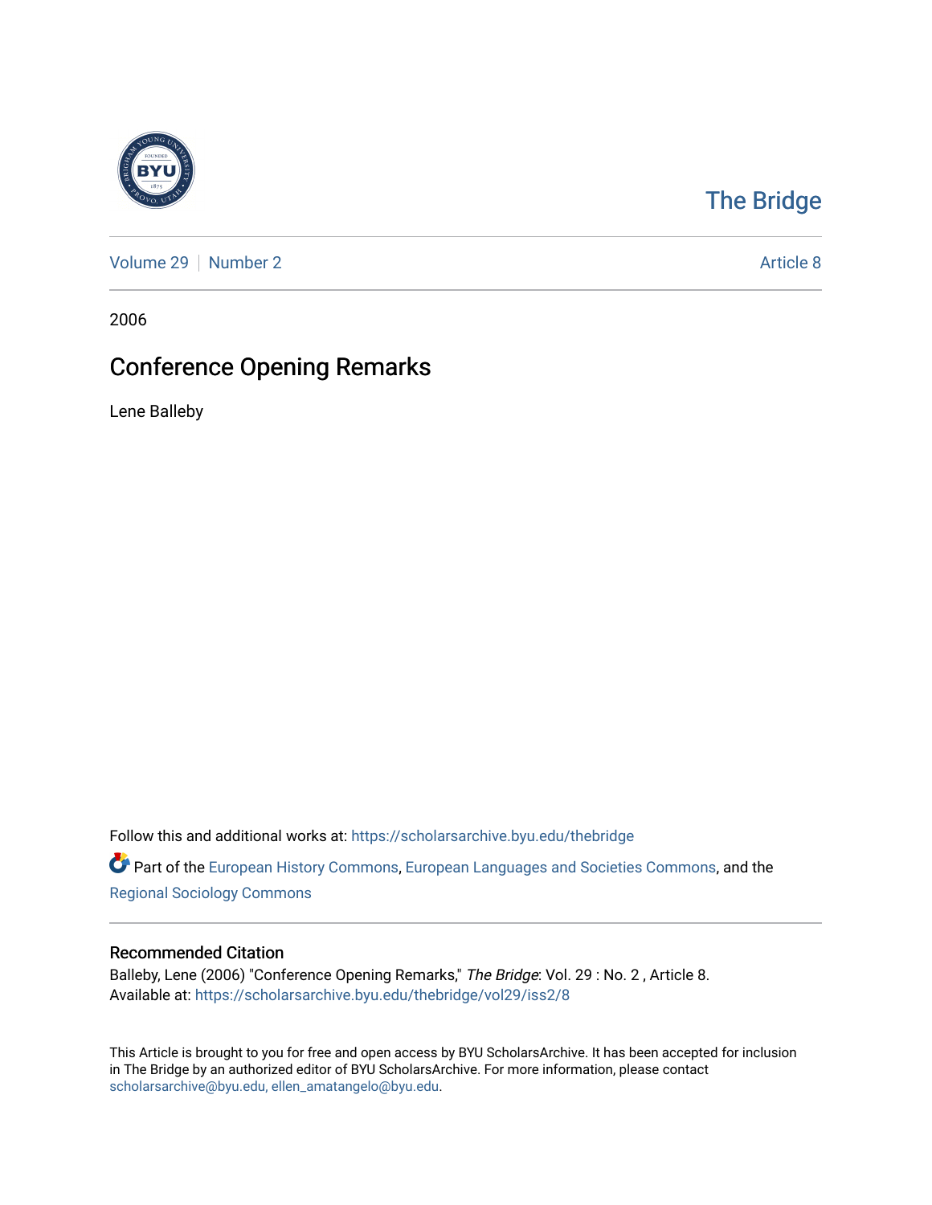The Bridge

Volume 29 | Number 2 | Article 8

2006

# Conference Opening Remarks

Lene Balleby

Follow this and additional works at: https://scholarsarchive.byu.edu/thebridge

Part of the European History Commons, European Languages and Societies Commons, and the Regional Sociology Commons

## Recommended Citation

Balleby, Lene (2006) "Conference Opening Remarks," *The Bridge*: Vol. 29 : No. 2 , Article 8.
Available at: https://scholarsarchive.byu.edu/thebridge/vol29/iss2/8

This Article is brought to you for free and open access by BYU ScholarsArchive. It has been accepted for inclusion in The Bridge by an authorized editor of BYU ScholarsArchive. For more information, please contact scholarsarchive@byu.edu, ellen_amatangelo@byu.edu.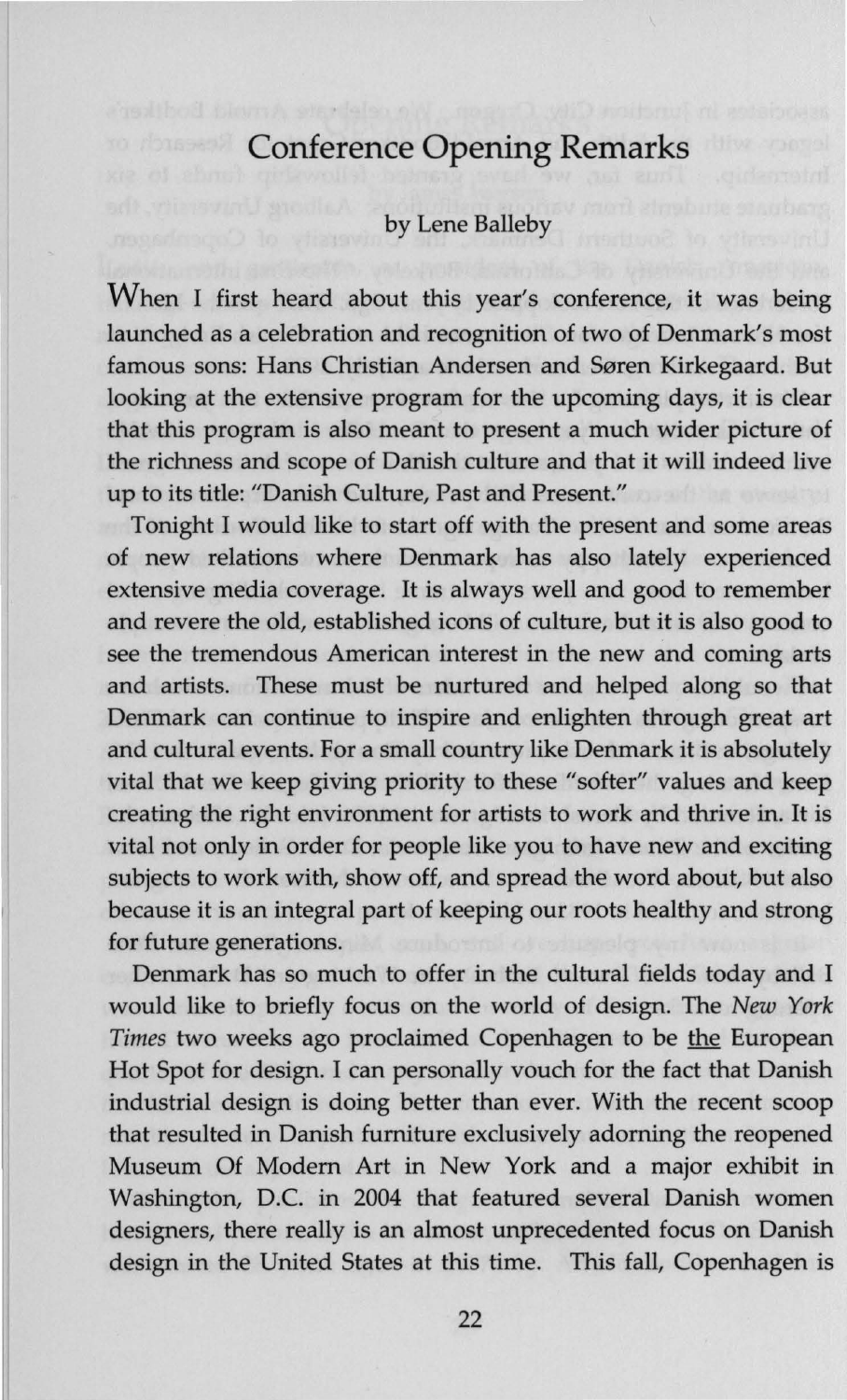# Conference Opening Remarks

by Lene Balleby

When I first heard about this year's conference, it was being launched as a celebration and recognition of two of Denmark's most famous sons: Hans Christian Andersen and Søren Kirkegaard. But looking at the extensive program for the upcoming days, it is clear that this program is also meant to present a much wider picture of the richness and scope of Danish culture and that it will indeed live up to its title: "Danish Culture, Past and Present."

Tonight I would like to start off with the present and some areas of new relations where Denmark has also lately experienced extensive media coverage. It is always well and good to remember and revere the old, established icons of culture, but it is also good to see the tremendous American interest in the new and coming arts and artists. These must be nurtured and helped along so that Denmark can continue to inspire and enlighten through great art and cultural events. For a small country like Denmark it is absolutely vital that we keep giving priority to these "softer" values and keep creating the right environment for artists to work and thrive in. It is vital not only in order for people like you to have new and exciting subjects to work with, show off, and spread the word about, but also because it is an integral part of keeping our roots healthy and strong for future generations.

Denmark has so much to offer in the cultural fields today and I would like to briefly focus on the world of design. The *New York Times* two weeks ago proclaimed Copenhagen to be the European Hot Spot for design. I can personally vouch for the fact that Danish industrial design is doing better than ever. With the recent scoop that resulted in Danish furniture exclusively adorning the reopened Museum Of Modern Art in New York and a major exhibit in Washington, D.C. in 2004 that featured several Danish women designers, there really is an almost unprecedented focus on Danish design in the United States at this time. This fall, Copenhagen is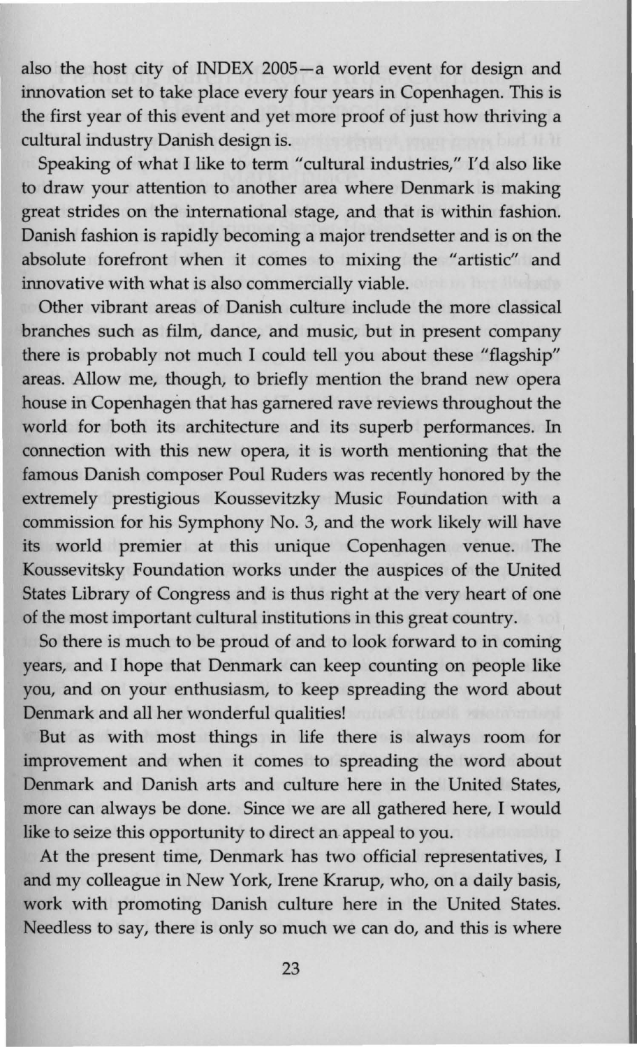also the host city of INDEX 2005—a world event for design and innovation set to take place every four years in Copenhagen. This is the first year of this event and yet more proof of just how thriving a cultural industry Danish design is.

Speaking of what I like to term "cultural industries," I'd also like to draw your attention to another area where Denmark is making great strides on the international stage, and that is within fashion. Danish fashion is rapidly becoming a major trendsetter and is on the absolute forefront when it comes to mixing the "artistic" and innovative with what is also commercially viable.

Other vibrant areas of Danish culture include the more classical branches such as film, dance, and music, but in present company there is probably not much I could tell you about these "flagship" areas. Allow me, though, to briefly mention the brand new opera house in Copenhagen that has garnered rave reviews throughout the world for both its architecture and its superb performances. In connection with this new opera, it is worth mentioning that the famous Danish composer Poul Ruders was recently honored by the extremely prestigious Koussevitzky Music Foundation with a commission for his Symphony No. 3, and the work likely will have its world premier at this unique Copenhagen venue. The Koussevitsky Foundation works under the auspices of the United States Library of Congress and is thus right at the very heart of one of the most important cultural institutions in this great country.

So there is much to be proud of and to look forward to in coming years, and I hope that Denmark can keep counting on people like you, and on your enthusiasm, to keep spreading the word about Denmark and all her wonderful qualities!

But as with most things in life there is always room for improvement and when it comes to spreading the word about Denmark and Danish arts and culture here in the United States, more can always be done. Since we are all gathered here, I would like to seize this opportunity to direct an appeal to you.

At the present time, Denmark has two official representatives, I and my colleague in New York, Irene Krarup, who, on a daily basis, work with promoting Danish culture here in the United States. Needless to say, there is only so much we can do, and this is where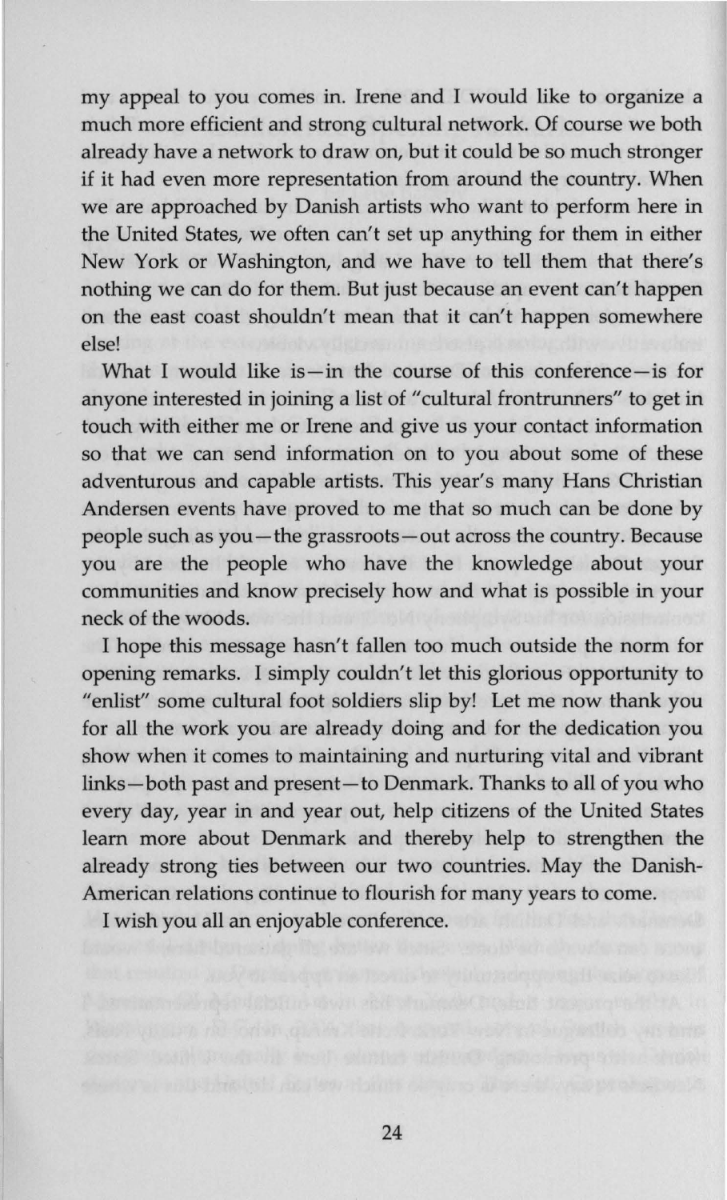my appeal to you comes in. Irene and I would like to organize a much more efficient and strong cultural network. Of course we both already have a network to draw on, but it could be so much stronger if it had even more representation from around the country. When we are approached by Danish artists who want to perform here in the United States, we often can't set up anything for them in either New York or Washington, and we have to tell them that there's nothing we can do for them. But just because an event can't happen on the east coast shouldn't mean that it can't happen somewhere else!

What I would like is—in the course of this conference—is for anyone interested in joining a list of "cultural frontrunners" to get in touch with either me or Irene and give us your contact information so that we can send information on to you about some of these adventurous and capable artists. This year's many Hans Christian Andersen events have proved to me that so much can be done by people such as you—the grassroots—out across the country. Because you are the people who have the knowledge about your communities and know precisely how and what is possible in your neck of the woods.

I hope this message hasn't fallen too much outside the norm for opening remarks. I simply couldn't let this glorious opportunity to "enlist" some cultural foot soldiers slip by! Let me now thank you for all the work you are already doing and for the dedication you show when it comes to maintaining and nurturing vital and vibrant links—both past and present—to Denmark. Thanks to all of you who every day, year in and year out, help citizens of the United States learn more about Denmark and thereby help to strengthen the already strong ties between our two countries. May the Danish-American relations continue to flourish for many years to come.

I wish you all an enjoyable conference.